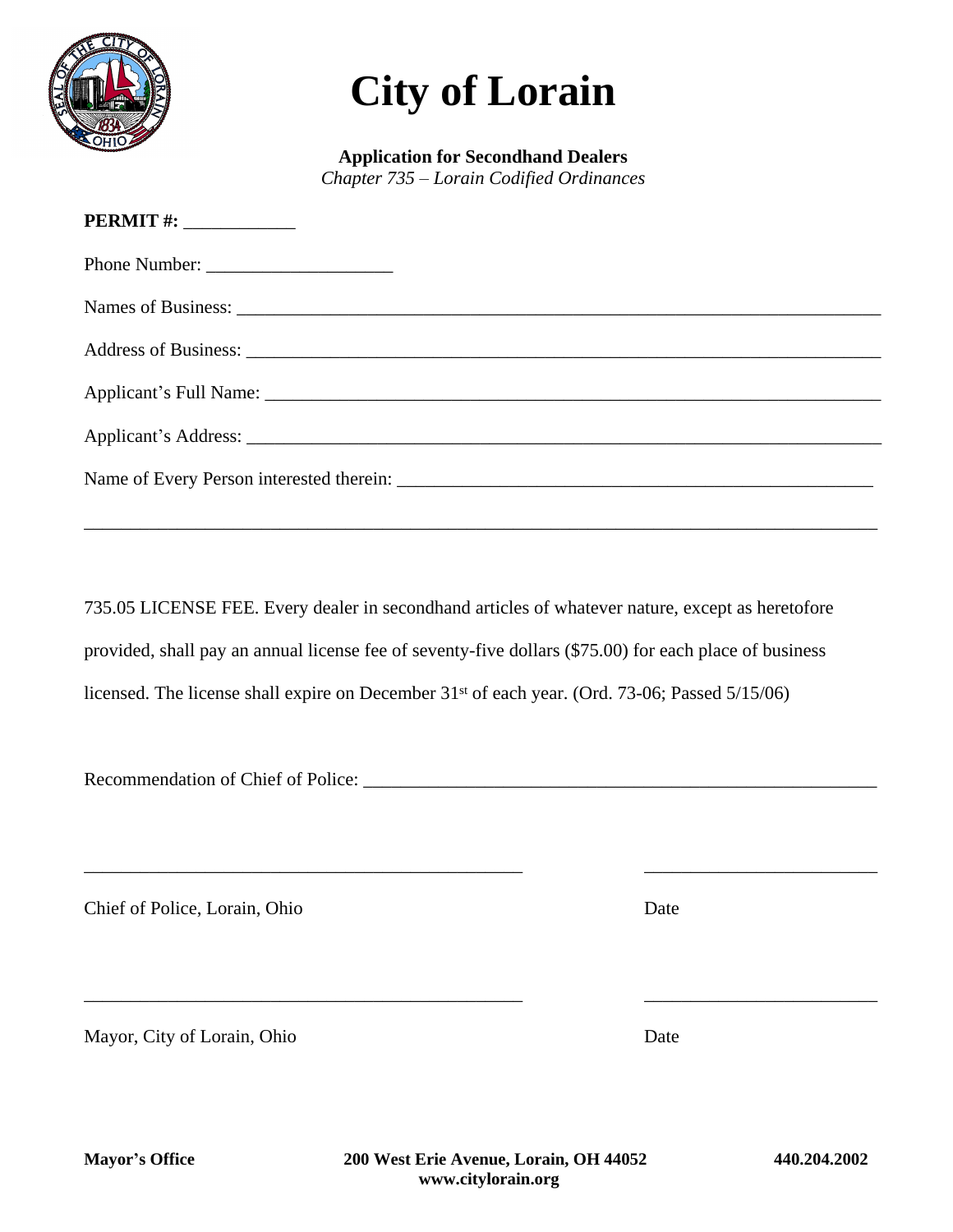# City of Lorain

**Application for Secondhand Dealers**

*Chapter 735 – Lorain Codified Ordinances*

**PERMIT #:** ____________

Phone Number: ____________________

Names of Business: ______________________________________________________________________

Address of Business: ____________________________________________________________________

Applicant's Full Name: ___________________________________________________________________

Applicant's Address: _____________________________________________________________________

Name of Every Person interested therein: ______________________________________________________

__________________________________________________________________________________________

735.05 LICENSE FEE. Every dealer in secondhand articles of whatever nature, except as heretofore provided, shall pay an annual license fee of seventy-five dollars ($75.00) for each place of business licensed. The license shall expire on December 31st of each year. (Ord. 73-06; Passed 5/15/06)

Recommendation of Chief of Police: _________________________________________________________

________________________________________________ &nbsp;&nbsp;&nbsp;&nbsp; _________________________

Chief of Police, Lorain, Ohio &nbsp;&nbsp;&nbsp;&nbsp; Date

________________________________________________ &nbsp;&nbsp;&nbsp;&nbsp; _________________________

Mayor, City of Lorain, Ohio &nbsp;&nbsp;&nbsp;&nbsp; Date

**Mayor's Office** &nbsp;&nbsp;&nbsp;&nbsp; **200 West Erie Avenue, Lorain, OH 44052** &nbsp;&nbsp;&nbsp;&nbsp; **440.204.2002**

**www.citylorain.org**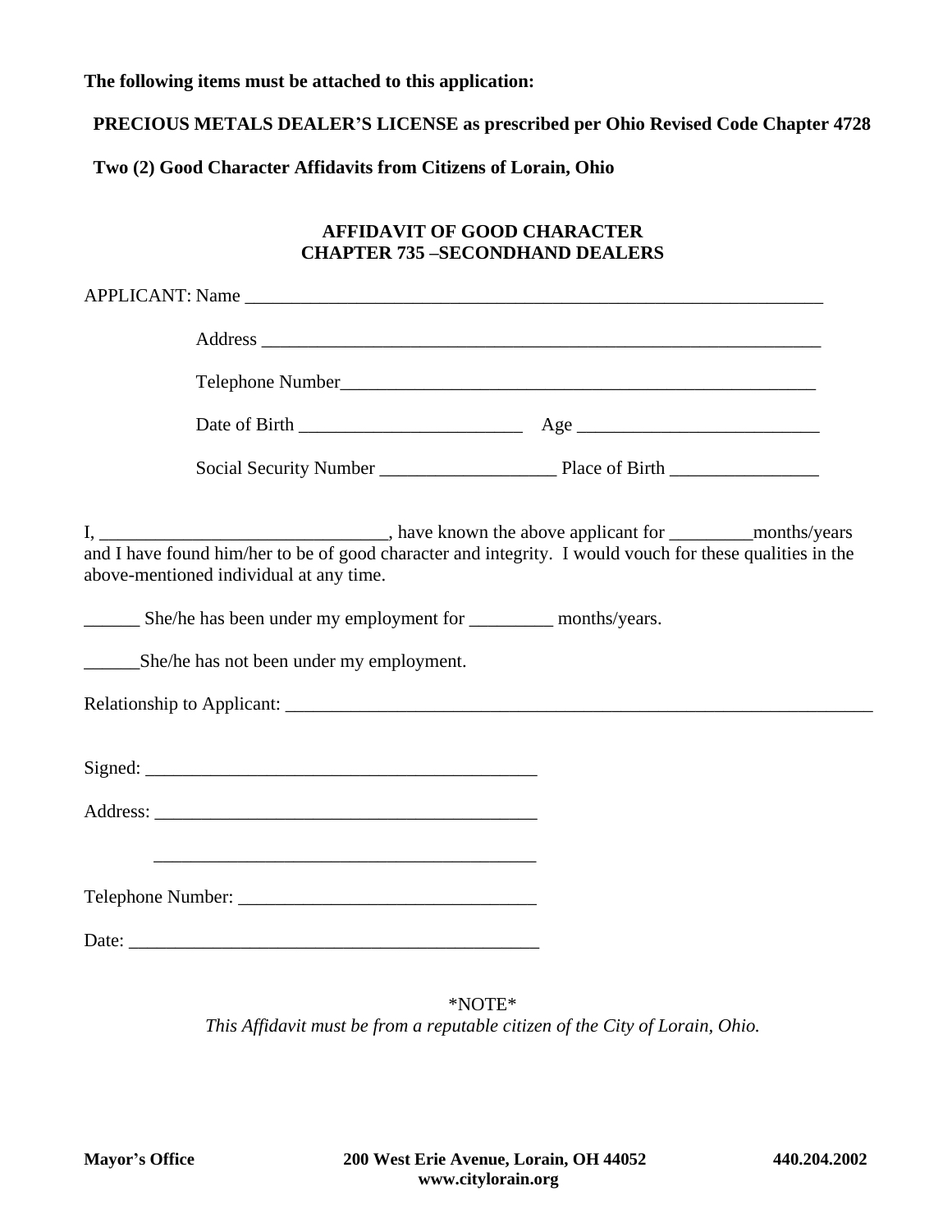**The following items must be attached to this application:**

**PRECIOUS METALS DEALER'S LICENSE as prescribed per Ohio Revised Code Chapter 4728**

**Two (2) Good Character Affidavits from Citizens of Lorain, Ohio**

## AFFIDAVIT OF GOOD CHARACTER
## CHAPTER 735 –SECONDHAND DEALERS

APPLICANT: Name _______________________________________________________________

Address _______________________________________________________________

Telephone Number_____________________________________________________

Date of Birth ________________________ Age __________________________

Social Security Number ___________________ Place of Birth ________________

I, ______________________________, have known the above applicant for _________months/years and I have found him/her to be of good character and integrity. I would vouch for these qualities in the above-mentioned individual at any time.

______ She/he has been under my employment for _________ months/years.

______She/he has not been under my employment.

Relationship to Applicant: _______________________________________________________________

Signed: __________________________________________

Address: __________________________________________

__________________________________________

Telephone Number: ______________________________

Date: ____________________________________________

\*NOTE\*

*This Affidavit must be from a reputable citizen of the City of Lorain, Ohio.*

**Mayor's Office** **200 West Erie Avenue, Lorain, OH 44052** **440.204.2002**
**www.citylorain.org**